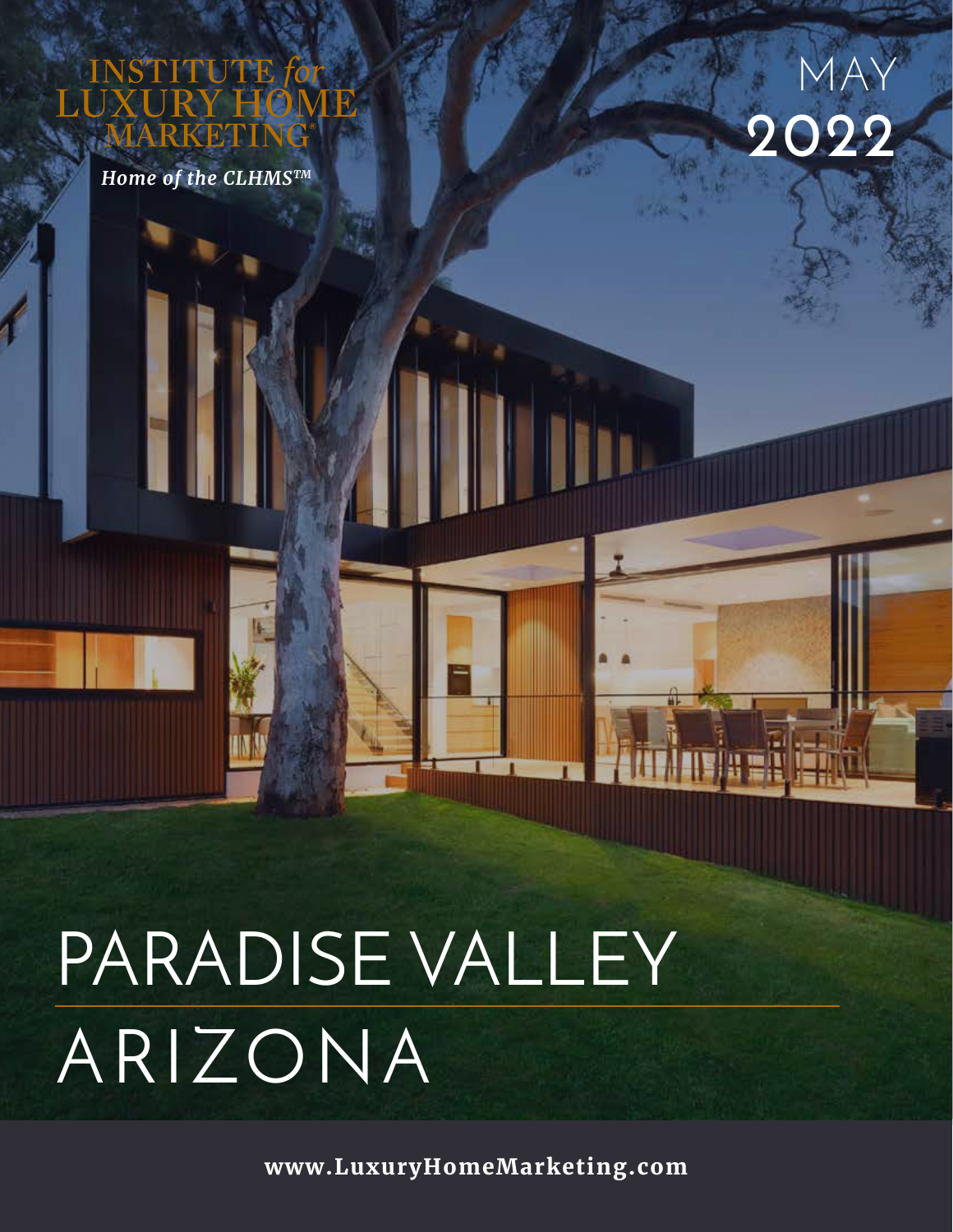INSTITUTE *for* LUXURY HOME MARKETING®

*Home of the CLHMS™*

MAY
2022

# PARADISE VALLEY ARIZONA

**www.LuxuryHomeMarketing.com**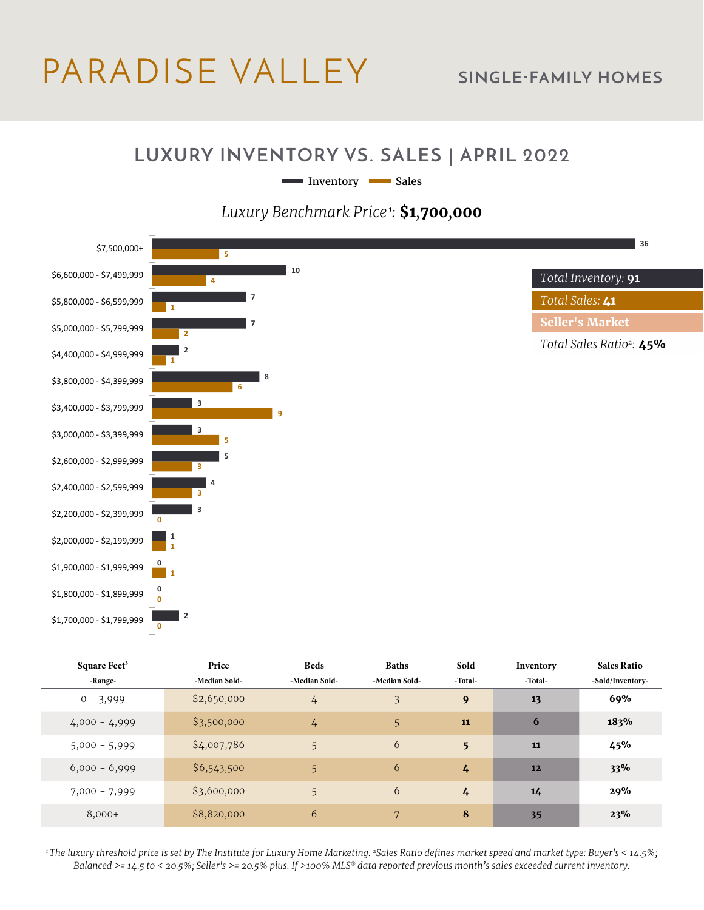# PARADISE VALLEY

## SINGLE-FAMILY HOMES

## LUXURY INVENTORY VS. SALES | APRIL 2022

*Luxury Benchmark Price*[1]*:* **$1,700,000**

| Price Range | Inventory | Sales |
|---|---|---|
| $7,500,000+ | 36 | 5 |
| $6,600,000 - $7,499,999 | 10 | 4 |
| $5,800,000 - $6,599,999 | 7 | 1 |
| $5,000,000 - $5,799,999 | 7 | 2 |
| $4,400,000 - $4,999,999 | 2 | 1 |
| $3,800,000 - $4,399,999 | 8 | 6 |
| $3,400,000 - $3,799,999 | 3 | 9 |
| $3,000,000 - $3,399,999 | 3 | 5 |
| $2,600,000 - $2,999,999 | 5 | 3 |
| $2,400,000 - $2,599,999 | 4 | 3 |
| $2,200,000 - $2,399,999 | 3 | 0 |
| $2,000,000 - $2,199,999 | 1 | 1 |
| $1,900,000 - $1,999,999 | 0 | 1 |
| $1,800,000 - $1,899,999 | 0 | 0 |
| $1,700,000 - $1,799,999 | 2 | 0 |

*Total Inventory:* **91**

*Total Sales:* **41**

**Seller's Market**

*Total Sales Ratio*[2]*:* **45%**

| Square Feet[3] -Range- | Price -Median Sold- | Beds -Median Sold- | Baths -Median Sold- | Sold -Total- | Inventory -Total- | Sales Ratio -Sold/Inventory- |
|---|---|---|---|---|---|---|
| 0 - 3,999 | $2,650,000 | 4 | 3 | **9** | **13** | **69%** |
| 4,000 - 4,999 | $3,500,000 | 4 | 5 | **11** | **6** | **183%** |
| 5,000 - 5,999 | $4,007,786 | 5 | 6 | **5** | **11** | **45%** |
| 6,000 - 6,999 | $6,543,500 | 5 | 6 | **4** | **12** | **33%** |
| 7,000 - 7,999 | $3,600,000 | 5 | 6 | **4** | **14** | **29%** |
| 8,000+ | $8,820,000 | 6 | 7 | **8** | **35** | **23%** |

*[1]The luxury threshold price is set by The Institute for Luxury Home Marketing. [2]Sales Ratio defines market speed and market type: Buyer's < 14.5%; Balanced >= 14.5 to < 20.5%; Seller's >= 20.5% plus. If >100% MLS® data reported previous month's sales exceeded current inventory.*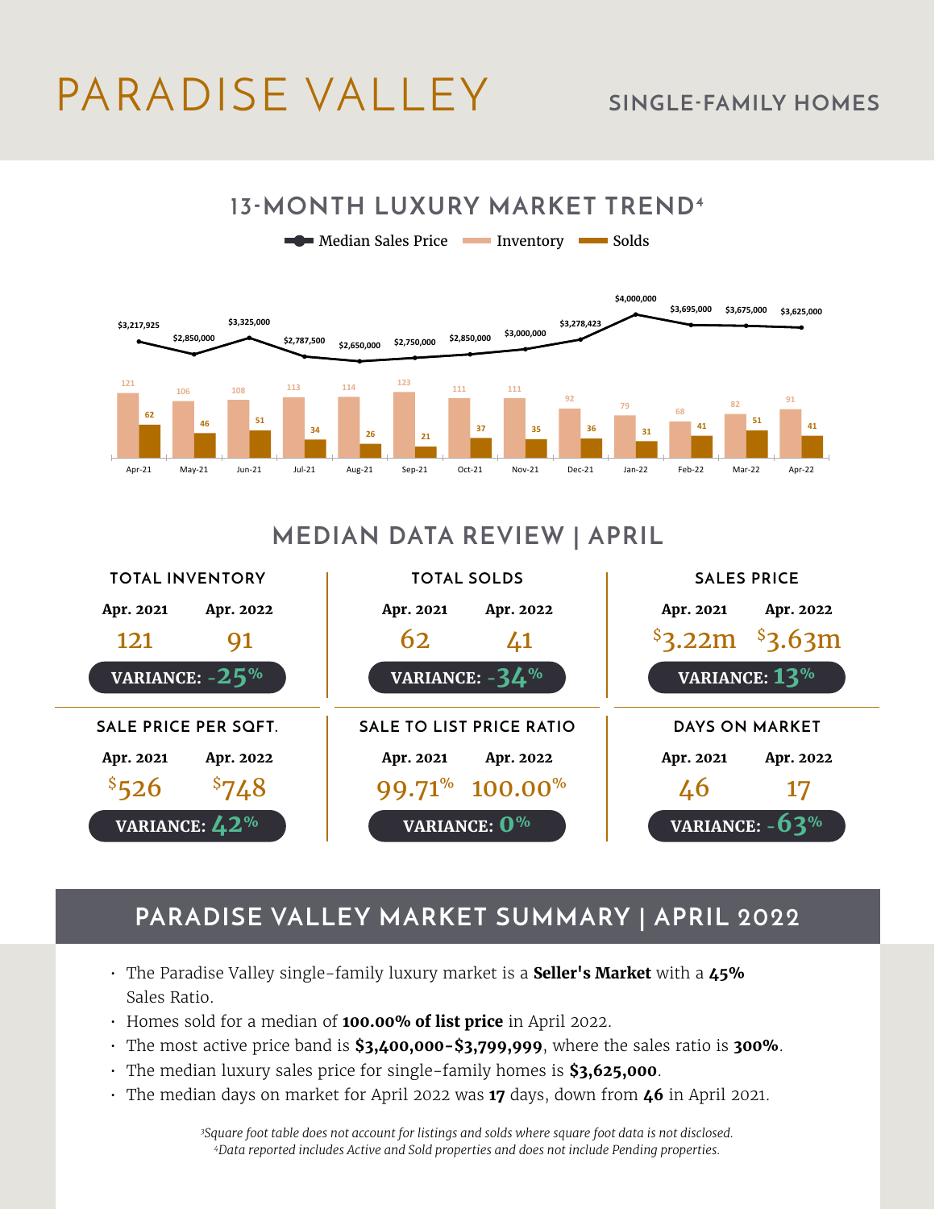# PARADISE VALLEY

SINGLE-FAMILY HOMES

## 13-MONTH LUXURY MARKET TREND[4]

Median Sales Price  Inventory  Solds

$3,217,925
$2,850,000
$3,325,000
$2,787,500
$2,650,000
$2,750,000
$2,850,000
$3,000,000
$3,278,423
$4,000,000
$3,695,000
$3,675,000
$3,625,000

121 62
106 46
108 51
113 34
114 26
123 21
111 37
111 35
92 36
79 31
68 41
82 51
91 41

Apr-21 May-21 Jun-21 Jul-21 Aug-21 Sep-21 Oct-21 Nov-21 Dec-21 Jan-22 Feb-22 Mar-22 Apr-22

## MEDIAN DATA REVIEW | APRIL

| | Apr. 2021 | Apr. 2022 | Variance |
|---|---|---|---|
| TOTAL INVENTORY | 121 | 91 | -25% |
| TOTAL SOLDS | 62 | 41 | -34% |
| SALES PRICE | $3.22m | $3.63m | 13% |
| SALE PRICE PER SQFT. | $526 | $748 | 42% |
| SALE TO LIST PRICE RATIO | 99.71% | 100.00% | 0% |
| DAYS ON MARKET | 46 | 17 | -63% |

## PARADISE VALLEY MARKET SUMMARY | APRIL 2022

- The Paradise Valley single-family luxury market is a **Seller's Market** with a **45%** Sales Ratio.
- Homes sold for a median of **100.00% of list price** in April 2022.
- The most active price band is **$3,400,000-$3,799,999**, where the sales ratio is **300%**.
- The median luxury sales price for single-family homes is **$3,625,000**.
- The median days on market for April 2022 was **17** days, down from **46** in April 2021.

*[3]Square foot table does not account for listings and solds where square foot data is not disclosed.*
*[4]Data reported includes Active and Sold properties and does not include Pending properties.*